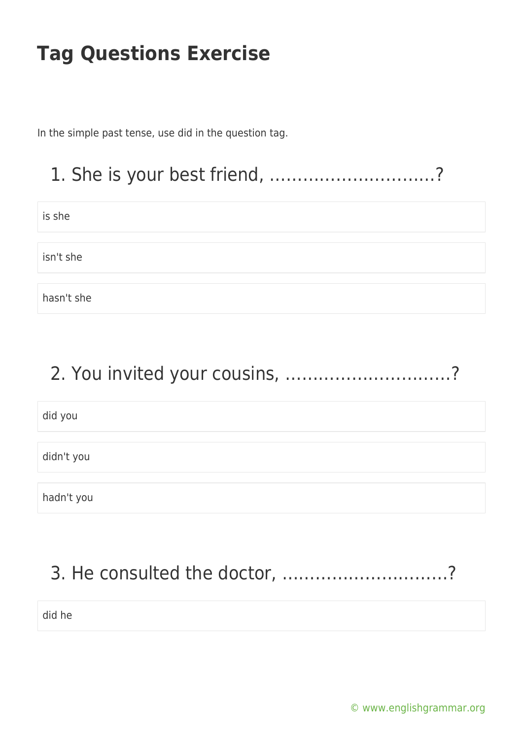# Tag Questions Exercise

In the simple past tense, use did in the question tag.

## 1. She is your best friend, ..............................?

- is she
- isn't she
- hasn't she

## 2. You invited your cousins, ..............................?

- did you
- didn't you
- hadn't you

## 3. He consulted the doctor, ..............................?

- did he

© www.englishgrammar.org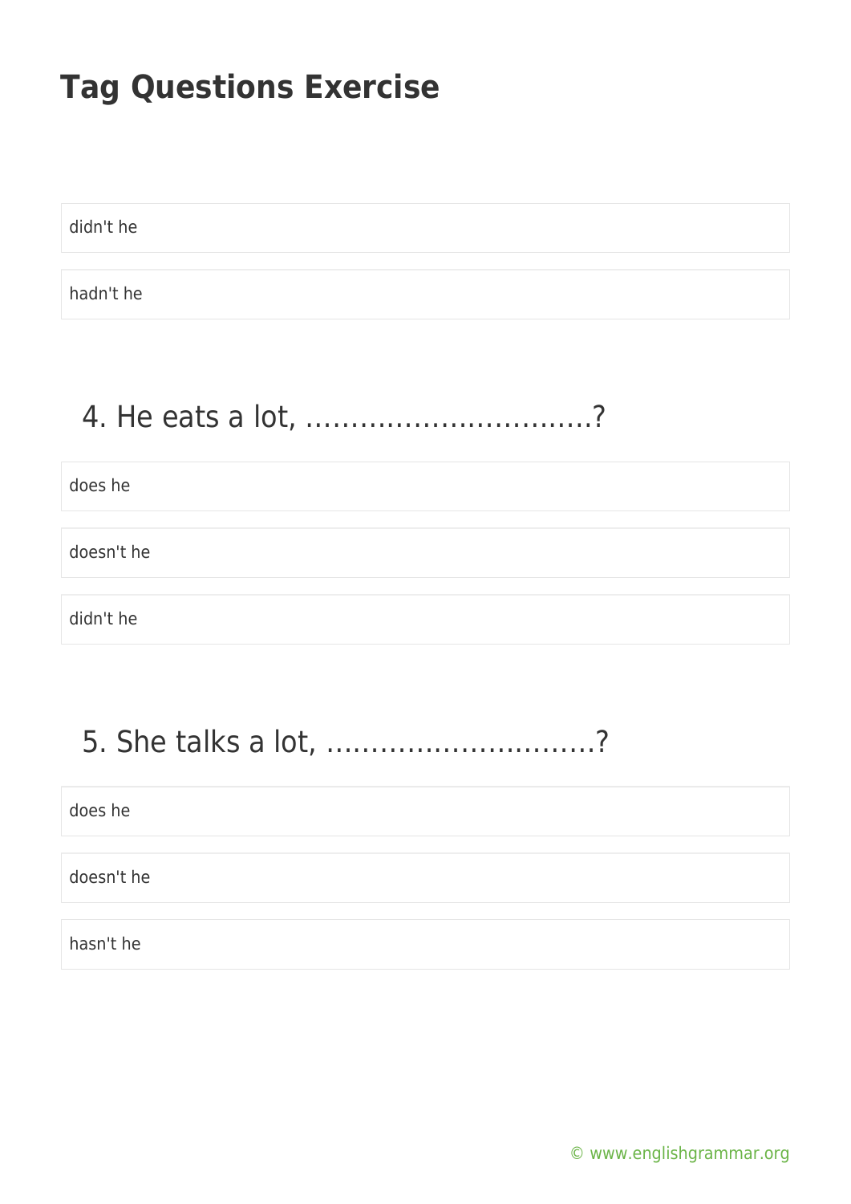# Tag Questions Exercise

- didn't he
- hadn't he

## 4. He eats a lot, ………………………….?

- does he
- doesn't he
- didn't he

## 5. She talks a lot, ………………………..?

- does he
- doesn't he
- hasn't he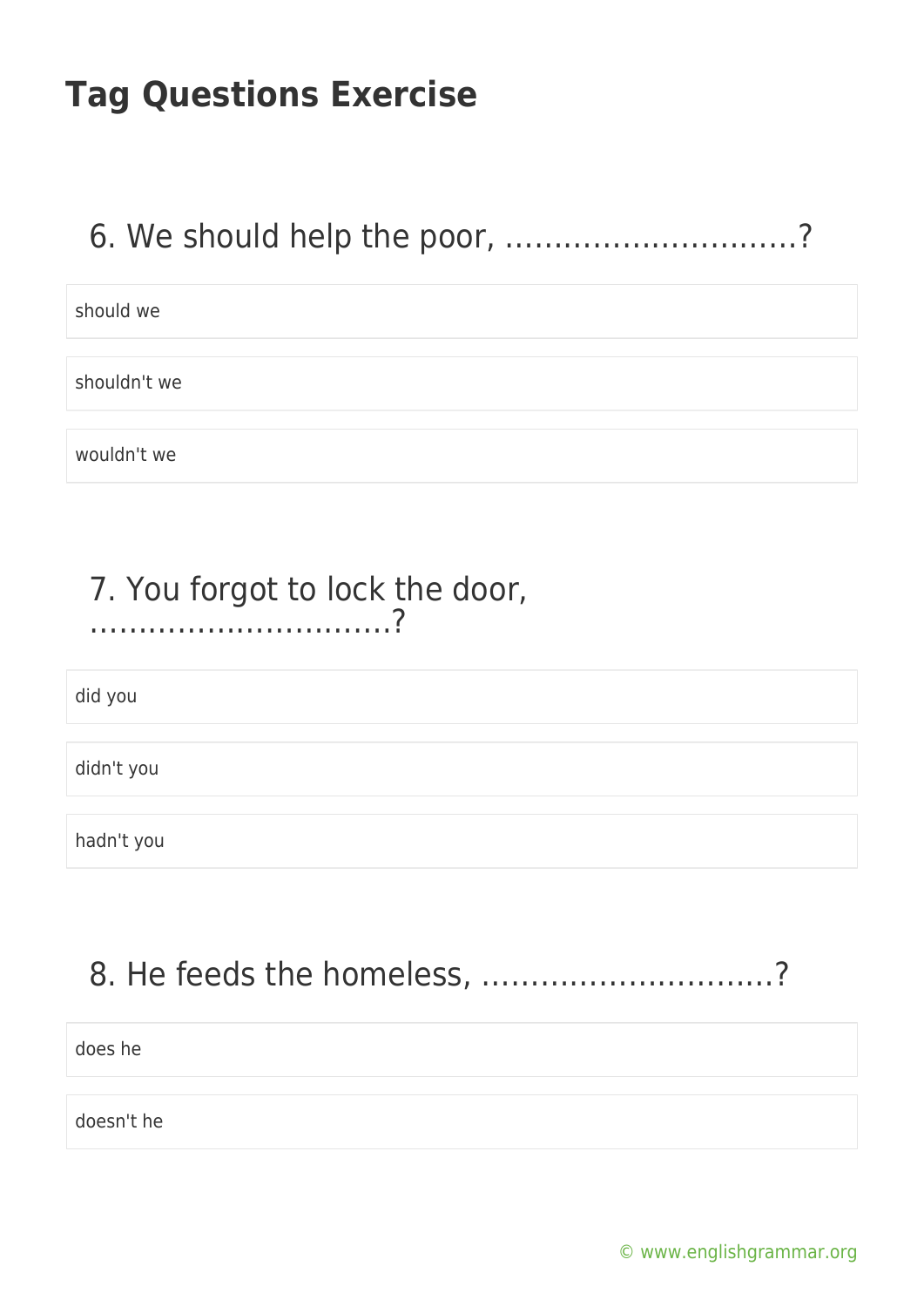# Tag Questions Exercise

## 6. We should help the poor, ..............................?

- should we
- shouldn't we
- wouldn't we

## 7. You forgot to lock the door, ................................?

- did you
- didn't you
- hadn't you

## 8. He feeds the homeless, ..............................?

- does he
- doesn't he

© www.englishgrammar.org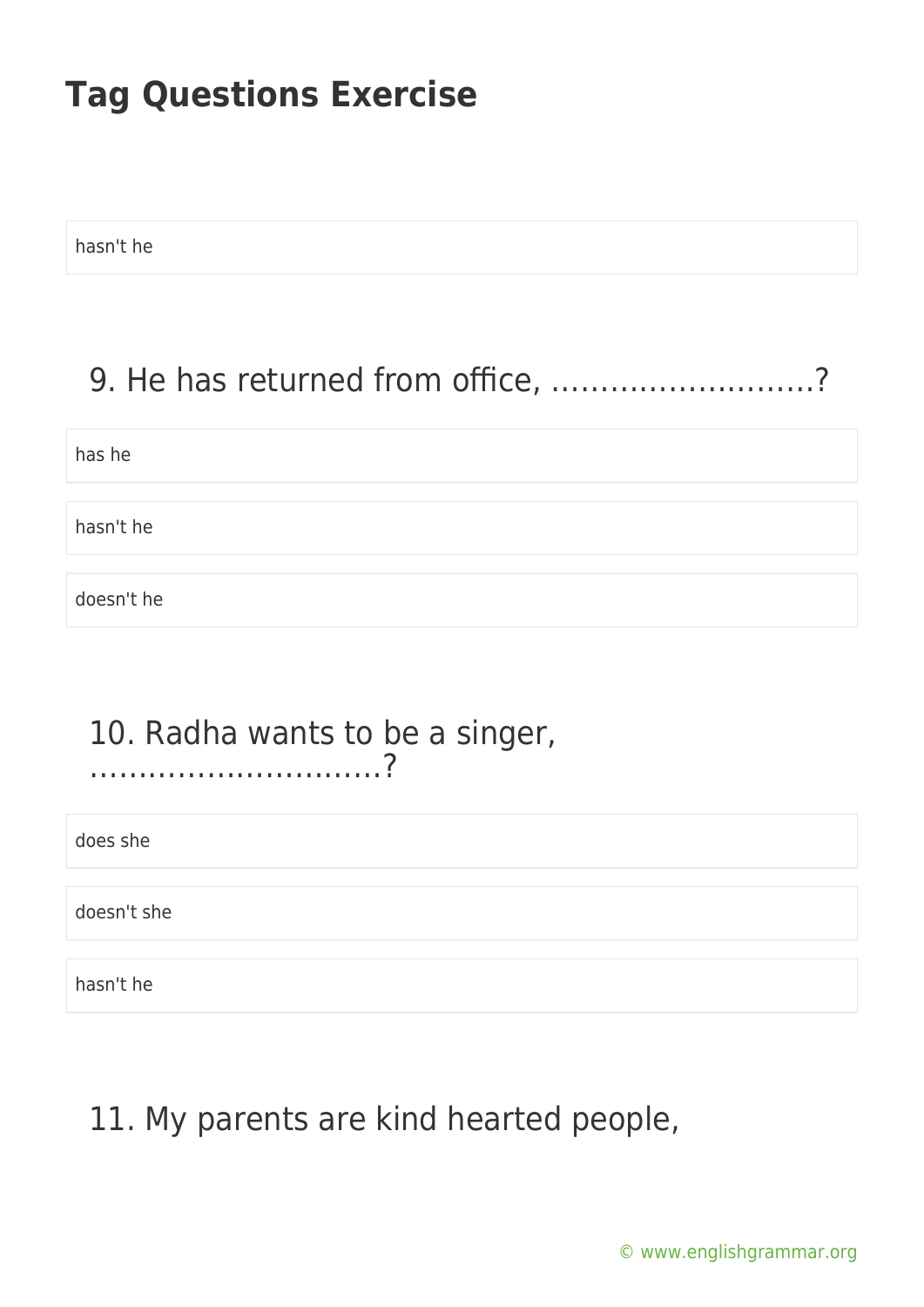hasn't he

9. He has returned from office, ……………………..?

has he

hasn't he

doesn't he

10. Radha wants to be a singer, …………………………?

does she

doesn't she

hasn't he

11. My parents are kind hearted people,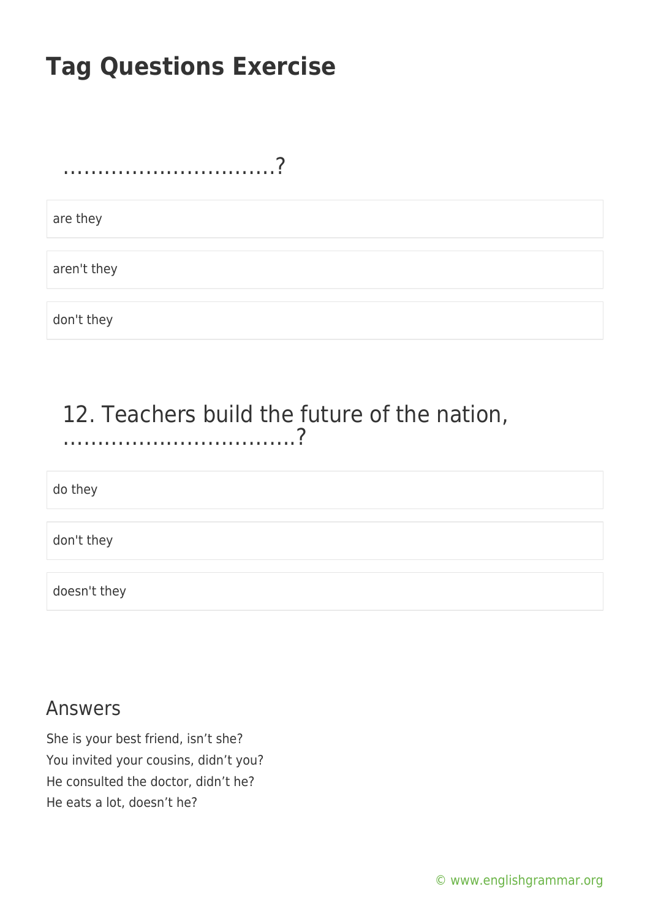…………………………?

- are they
- aren't they
- don't they

12. Teachers build the future of the nation, ……………………………?

- do they
- don't they
- doesn't they

## Answers

She is your best friend, isn't she?
You invited your cousins, didn't you?
He consulted the doctor, didn't he?
He eats a lot, doesn't he?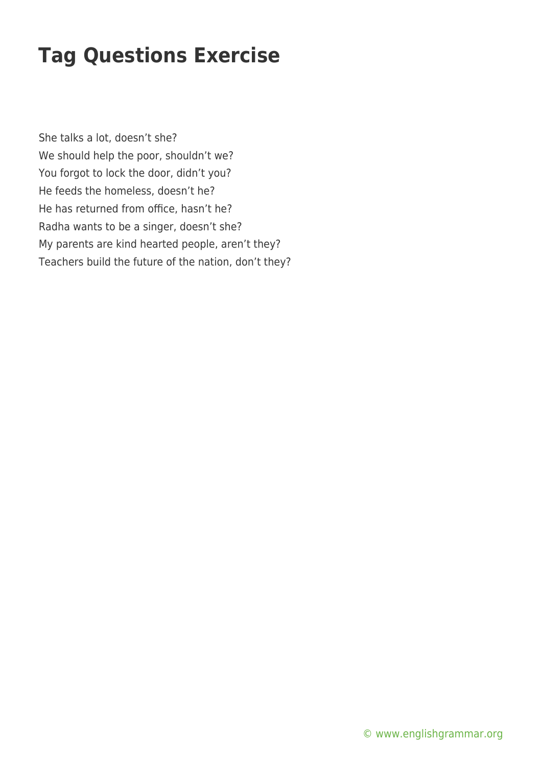# Tag Questions Exercise

She talks a lot, doesn't she?
We should help the poor, shouldn't we?
You forgot to lock the door, didn't you?
He feeds the homeless, doesn't he?
He has returned from office, hasn't he?
Radha wants to be a singer, doesn't she?
My parents are kind hearted people, aren't they?
Teachers build the future of the nation, don't they?